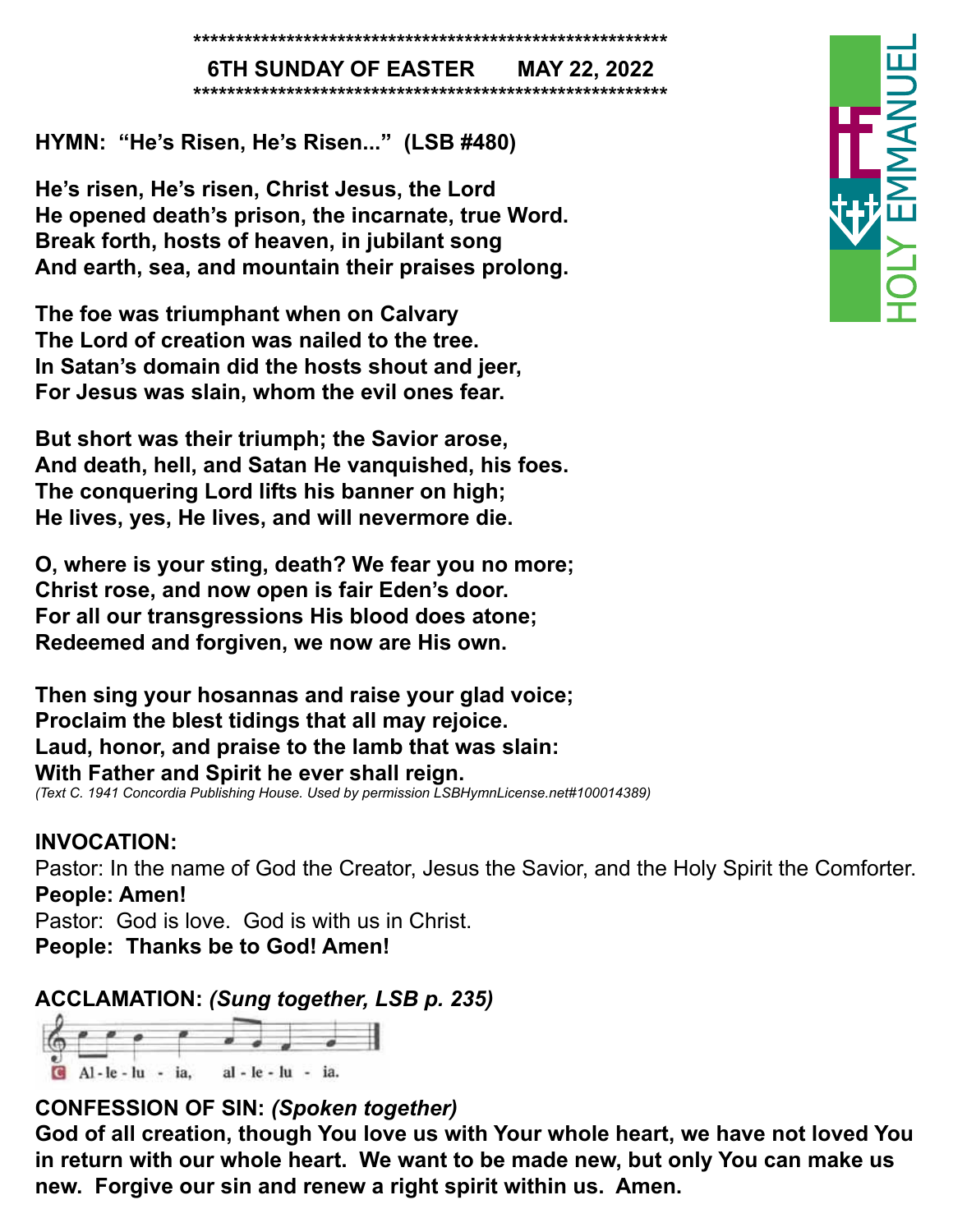**********************************************************

**6TH SUNDAY OF EASTER MAY 22, 2022**

**********************************************************

HOLY EMMANUEL

**HYMN: "He's Risen, He's Risen..." (LSB #480)**

**He's risen, He's risen, Christ Jesus, the Lord**
**He opened death's prison, the incarnate, true Word.**
**Break forth, hosts of heaven, in jubilant song**
**And earth, sea, and mountain their praises prolong.**

**The foe was triumphant when on Calvary**
**The Lord of creation was nailed to the tree.**
**In Satan's domain did the hosts shout and jeer,**
**For Jesus was slain, whom the evil ones fear.**

**But short was their triumph; the Savior arose,**
**And death, hell, and Satan He vanquished, his foes.**
**The conquering Lord lifts his banner on high;**
**He lives, yes, He lives, and will nevermore die.**

**O, where is your sting, death? We fear you no more;**
**Christ rose, and now open is fair Eden's door.**
**For all our transgressions His blood does atone;**
**Redeemed and forgiven, we now are His own.**

**Then sing your hosannas and raise your glad voice;**
**Proclaim the blest tidings that all may rejoice.**
**Laud, honor, and praise to the lamb that was slain:**
**With Father and Spirit he ever shall reign.**

*(Text C. 1941 Concordia Publishing House. Used by permission LSBHymnLicense.net#100014389)*

**INVOCATION:**

Pastor: In the name of God the Creator, Jesus the Savior, and the Holy Spirit the Comforter.
**People: Amen!**
Pastor: God is love. God is with us in Christ.
**People: Thanks be to God! Amen!**

**ACCLAMATION:** ***(Sung together, LSB p. 235)***

C Al - le - lu - ia, al - le - lu - ia.

**CONFESSION OF SIN:** ***(Spoken together)***

**God of all creation, though You love us with Your whole heart, we have not loved You in return with our whole heart. We want to be made new, but only You can make us new. Forgive our sin and renew a right spirit within us. Amen.**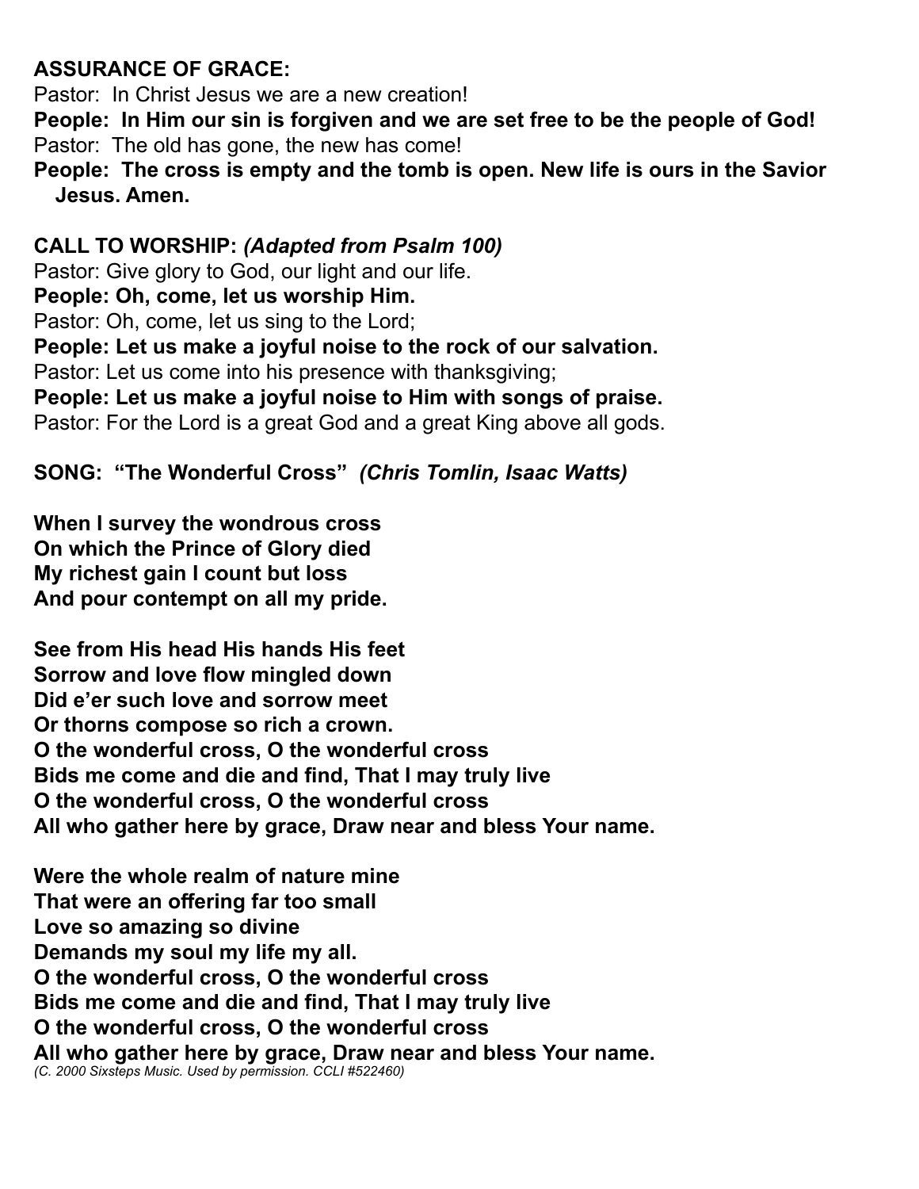**ASSURANCE OF GRACE:**

Pastor: In Christ Jesus we are a new creation!

**People: In Him our sin is forgiven and we are set free to be the people of God!**

Pastor: The old has gone, the new has come!

**People: The cross is empty and the tomb is open. New life is ours in the Savior Jesus. Amen.**

**CALL TO WORSHIP:** ***(Adapted from Psalm 100)***

Pastor: Give glory to God, our light and our life.

**People: Oh, come, let us worship Him.**

Pastor: Oh, come, let us sing to the Lord;

**People: Let us make a joyful noise to the rock of our salvation.**

Pastor: Let us come into his presence with thanksgiving;

**People: Let us make a joyful noise to Him with songs of praise.**

Pastor: For the Lord is a great God and a great King above all gods.

**SONG: "The Wonderful Cross"** ***(Chris Tomlin, Isaac Watts)***

**When I survey the wondrous cross**
**On which the Prince of Glory died**
**My richest gain I count but loss**
**And pour contempt on all my pride.**

**See from His head His hands His feet**
**Sorrow and love flow mingled down**
**Did e'er such love and sorrow meet**
**Or thorns compose so rich a crown.**
**O the wonderful cross, O the wonderful cross**
**Bids me come and die and find, That I may truly live**
**O the wonderful cross, O the wonderful cross**
**All who gather here by grace, Draw near and bless Your name.**

**Were the whole realm of nature mine**
**That were an offering far too small**
**Love so amazing so divine**
**Demands my soul my life my all.**
**O the wonderful cross, O the wonderful cross**
**Bids me come and die and find, That I may truly live**
**O the wonderful cross, O the wonderful cross**
**All who gather here by grace, Draw near and bless Your name.**

*(C. 2000 Sixsteps Music. Used by permission. CCLI #522460)*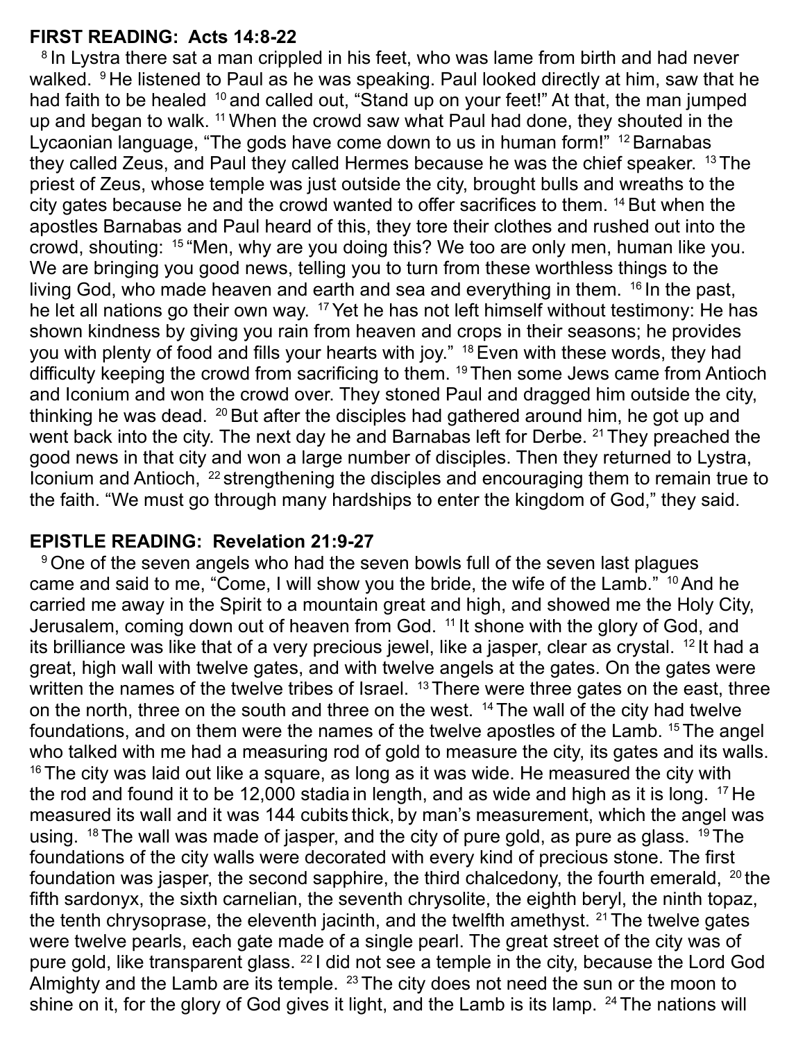**FIRST READING: Acts 14:8-22**

[8] In Lystra there sat a man crippled in his feet, who was lame from birth and had never walked. [9] He listened to Paul as he was speaking. Paul looked directly at him, saw that he had faith to be healed [10] and called out, “Stand up on your feet!” At that, the man jumped up and began to walk. [11] When the crowd saw what Paul had done, they shouted in the Lycaonian language, “The gods have come down to us in human form!” [12] Barnabas they called Zeus, and Paul they called Hermes because he was the chief speaker. [13] The priest of Zeus, whose temple was just outside the city, brought bulls and wreaths to the city gates because he and the crowd wanted to offer sacrifices to them. [14] But when the apostles Barnabas and Paul heard of this, they tore their clothes and rushed out into the crowd, shouting: [15] “Men, why are you doing this? We too are only men, human like you. We are bringing you good news, telling you to turn from these worthless things to the living God, who made heaven and earth and sea and everything in them. [16] In the past, he let all nations go their own way. [17] Yet he has not left himself without testimony: He has shown kindness by giving you rain from heaven and crops in their seasons; he provides you with plenty of food and fills your hearts with joy.” [18] Even with these words, they had difficulty keeping the crowd from sacrificing to them. [19] Then some Jews came from Antioch and Iconium and won the crowd over. They stoned Paul and dragged him outside the city, thinking he was dead. [20] But after the disciples had gathered around him, he got up and went back into the city. The next day he and Barnabas left for Derbe. [21] They preached the good news in that city and won a large number of disciples. Then they returned to Lystra, Iconium and Antioch, [22] strengthening the disciples and encouraging them to remain true to the faith. “We must go through many hardships to enter the kingdom of God,” they said.

**EPISTLE READING: Revelation 21:9-27**

[9] One of the seven angels who had the seven bowls full of the seven last plagues came and said to me, “Come, I will show you the bride, the wife of the Lamb.” [10] And he carried me away in the Spirit to a mountain great and high, and showed me the Holy City, Jerusalem, coming down out of heaven from God. [11] It shone with the glory of God, and its brilliance was like that of a very precious jewel, like a jasper, clear as crystal. [12] It had a great, high wall with twelve gates, and with twelve angels at the gates. On the gates were written the names of the twelve tribes of Israel. [13] There were three gates on the east, three on the north, three on the south and three on the west. [14] The wall of the city had twelve foundations, and on them were the names of the twelve apostles of the Lamb. [15] The angel who talked with me had a measuring rod of gold to measure the city, its gates and its walls. [16] The city was laid out like a square, as long as it was wide. He measured the city with the rod and found it to be 12,000 stadia in length, and as wide and high as it is long. [17] He measured its wall and it was 144 cubits thick, by man’s measurement, which the angel was using. [18] The wall was made of jasper, and the city of pure gold, as pure as glass. [19] The foundations of the city walls were decorated with every kind of precious stone. The first foundation was jasper, the second sapphire, the third chalcedony, the fourth emerald, [20] the fifth sardonyx, the sixth carnelian, the seventh chrysolite, the eighth beryl, the ninth topaz, the tenth chrysoprase, the eleventh jacinth, and the twelfth amethyst. [21] The twelve gates were twelve pearls, each gate made of a single pearl. The great street of the city was of pure gold, like transparent glass. [22] I did not see a temple in the city, because the Lord God Almighty and the Lamb are its temple. [23] The city does not need the sun or the moon to shine on it, for the glory of God gives it light, and the Lamb is its lamp. [24] The nations will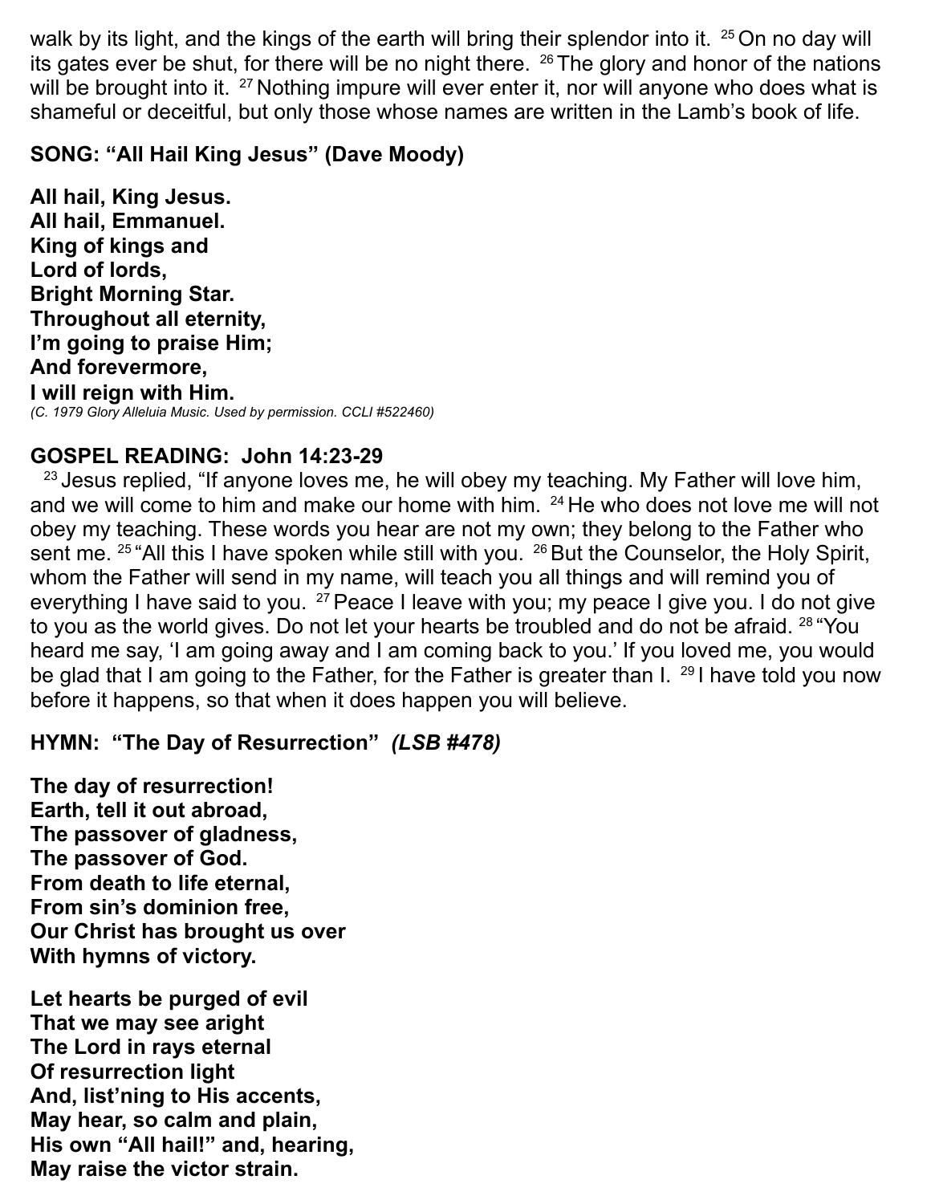walk by its light, and the kings of the earth will bring their splendor into it. [25] On no day will its gates ever be shut, for there will be no night there. [26] The glory and honor of the nations will be brought into it. [27] Nothing impure will ever enter it, nor will anyone who does what is shameful or deceitful, but only those whose names are written in the Lamb's book of life.

**SONG: "All Hail King Jesus" (Dave Moody)**

**All hail, King Jesus.**
**All hail, Emmanuel.**
**King of kings and**
**Lord of lords,**
**Bright Morning Star.**
**Throughout all eternity,**
**I'm going to praise Him;**
**And forevermore,**
**I will reign with Him.**
*(C. 1979 Glory Alleluia Music. Used by permission. CCLI #522460)*

**GOSPEL READING: John 14:23-29**

[23] Jesus replied, "If anyone loves me, he will obey my teaching. My Father will love him, and we will come to him and make our home with him. [24] He who does not love me will not obey my teaching. These words you hear are not my own; they belong to the Father who sent me. [25] "All this I have spoken while still with you. [26] But the Counselor, the Holy Spirit, whom the Father will send in my name, will teach you all things and will remind you of everything I have said to you. [27] Peace I leave with you; my peace I give you. I do not give to you as the world gives. Do not let your hearts be troubled and do not be afraid. [28] "You heard me say, 'I am going away and I am coming back to you.' If you loved me, you would be glad that I am going to the Father, for the Father is greater than I. [29] I have told you now before it happens, so that when it does happen you will believe.

**HYMN: "The Day of Resurrection"** ***(LSB #478)***

**The day of resurrection!**
**Earth, tell it out abroad,**
**The passover of gladness,**
**The passover of God.**
**From death to life eternal,**
**From sin's dominion free,**
**Our Christ has brought us over**
**With hymns of victory.**

**Let hearts be purged of evil**
**That we may see aright**
**The Lord in rays eternal**
**Of resurrection light**
**And, list'ning to His accents,**
**May hear, so calm and plain,**
**His own "All hail!" and, hearing,**
**May raise the victor strain.**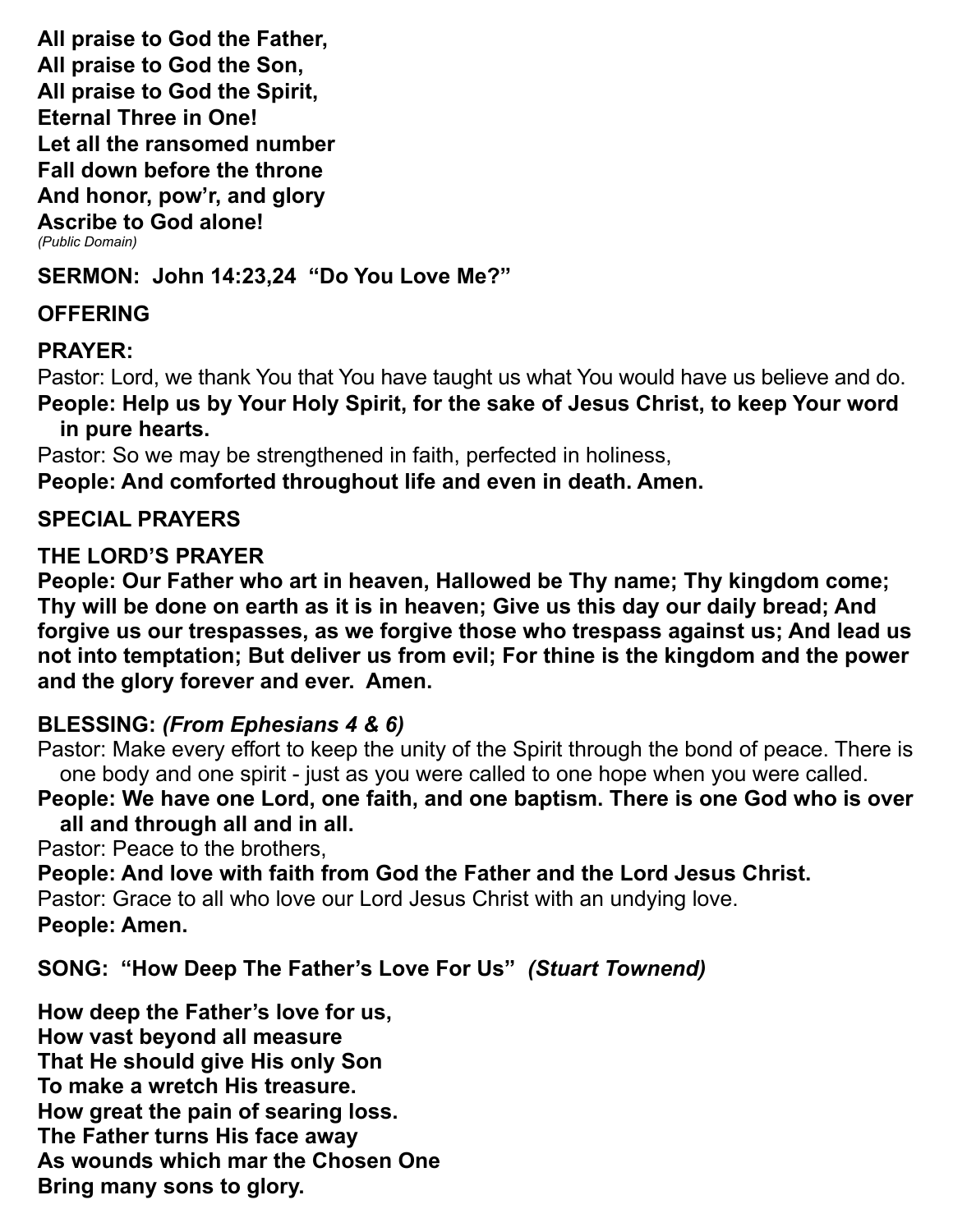**All praise to God the Father,**
**All praise to God the Son,**
**All praise to God the Spirit,**
**Eternal Three in One!**
**Let all the ransomed number**
**Fall down before the throne**
**And honor, pow'r, and glory**
**Ascribe to God alone!**
*(Public Domain)*

**SERMON: John 14:23,24 "Do You Love Me?"**

**OFFERING**

**PRAYER:**

Pastor: Lord, we thank You that You have taught us what You would have us believe and do.
**People: Help us by Your Holy Spirit, for the sake of Jesus Christ, to keep Your word in pure hearts.**
Pastor: So we may be strengthened in faith, perfected in holiness,
**People: And comforted throughout life and even in death. Amen.**

**SPECIAL PRAYERS**

**THE LORD'S PRAYER**

**People: Our Father who art in heaven, Hallowed be Thy name; Thy kingdom come; Thy will be done on earth as it is in heaven; Give us this day our daily bread; And forgive us our trespasses, as we forgive those who trespass against us; And lead us not into temptation; But deliver us from evil; For thine is the kingdom and the power and the glory forever and ever. Amen.**

**BLESSING:** ***(From Ephesians 4 & 6)***

Pastor: Make every effort to keep the unity of the Spirit through the bond of peace. There is one body and one spirit - just as you were called to one hope when you were called.
**People: We have one Lord, one faith, and one baptism. There is one God who is over all and through all and in all.**
Pastor: Peace to the brothers,
**People: And love with faith from God the Father and the Lord Jesus Christ.**
Pastor: Grace to all who love our Lord Jesus Christ with an undying love.
**People: Amen.**

**SONG: "How Deep The Father's Love For Us"** ***(Stuart Townend)***

**How deep the Father's love for us,**
**How vast beyond all measure**
**That He should give His only Son**
**To make a wretch His treasure.**
**How great the pain of searing loss.**
**The Father turns His face away**
**As wounds which mar the Chosen One**
**Bring many sons to glory.**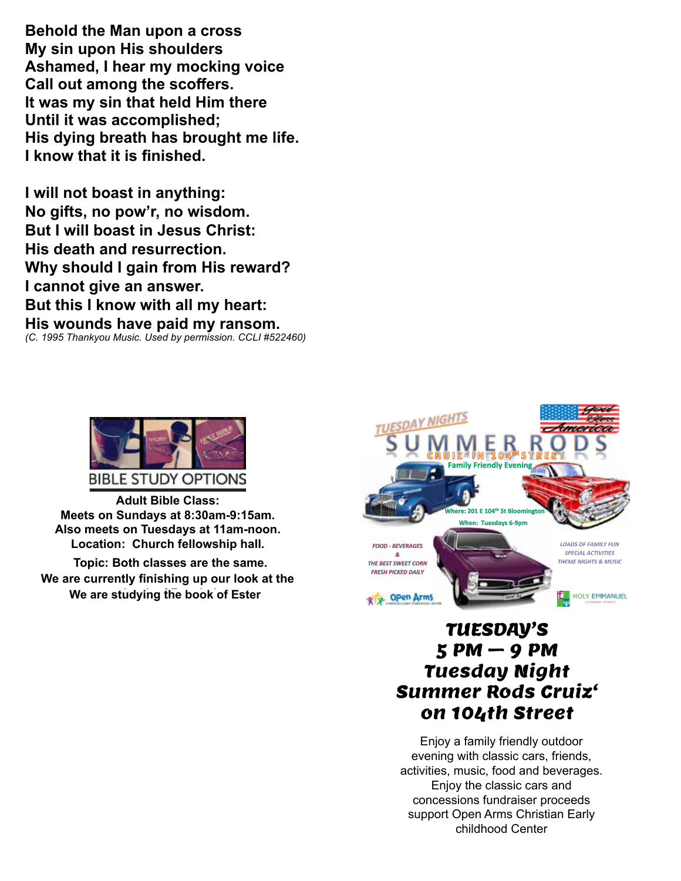**Behold the Man upon a cross**
**My sin upon His shoulders**
**Ashamed, I hear my mocking voice**
**Call out among the scoffers.**
**It was my sin that held Him there**
**Until it was accomplished;**
**His dying breath has brought me life.**
**I know that it is finished.**

**I will not boast in anything:**
**No gifts, no pow'r, no wisdom.**
**But I will boast in Jesus Christ:**
**His death and resurrection.**
**Why should I gain from His reward?**
**I cannot give an answer.**
**But this I know with all my heart:**
**His wounds have paid my ransom.**
*(C. 1995 Thankyou Music. Used by permission. CCLI #522460)*

BIBLE STUDY OPTIONS

**Adult Bible Class:**
**Meets on Sundays at 8:30am-9:15am.**
**Also meets on Tuesdays at 11am-noon.**
**Location: Church fellowship hall.**

**Topic: Both classes are the same.**
**We are currently finishing up our look at the**
**We are studying the book of Ester**

TUESDAY NIGHTS
SUMMER RODS
CRUIZ'IN 104TH STREET
God Bless America
Family Friendly Evening
Where: 201 E 104th St Bloomington
When: Tuesdays 6-9pm
FOOD - BEVERAGES & THE BEST SWEET CORN FRESH PICKED DAILY
LOADS OF FAMILY FUN SPECIAL ACTIVITIES THEME NIGHTS & MUSIC
Open Arms
HOLY EMMANUEL

## TUESDAY'S
## 5 PM — 9 PM
## Tuesday Night Summer Rods Cruiz' on 104th Street

Enjoy a family friendly outdoor evening with classic cars, friends, activities, music, food and beverages. Enjoy the classic cars and concessions fundraiser proceeds support Open Arms Christian Early childhood Center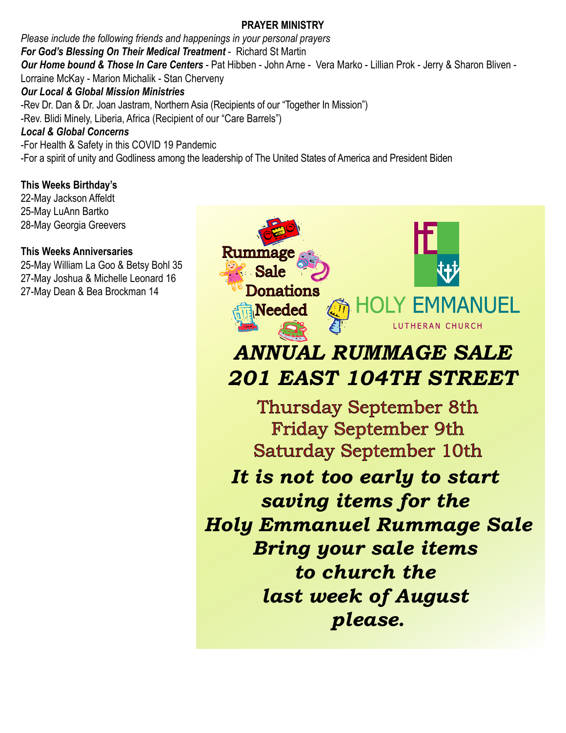## PRAYER MINISTRY

*Please include the following friends and happenings in your personal prayers*

***For God's Blessing On Their Medical Treatment*** - Richard St Martin

***Our Home bound & Those In Care Centers*** - Pat Hibben - John Arne - Vera Marko - Lillian Prok - Jerry & Sharon Bliven - Lorraine McKay - Marion Michalik - Stan Cherveny

***Our Local & Global Mission Ministries***

-Rev Dr. Dan & Dr. Joan Jastram, Northern Asia (Recipients of our "Together In Mission")

-Rev. Blidi Minely, Liberia, Africa (Recipient of our "Care Barrels")

***Local & Global Concerns***

-For Health & Safety in this COVID 19 Pandemic

-For a spirit of unity and Godliness among the leadership of The United States of America and President Biden

**This Weeks Birthday's**

22-May Jackson Affeldt
25-May LuAnn Bartko
28-May Georgia Greevers

**This Weeks Anniversaries**

25-May William La Goo & Betsy Bohl 35
27-May Joshua & Michelle Leonard 16
27-May Dean & Bea Brockman 14

Rummage Sale Donations Needed

HOLY EMMANUEL
LUTHERAN CHURCH

***ANNUAL RUMMAGE SALE***
***201 EAST 104TH STREET***

Thursday September 8th
Friday September 9th
Saturday September 10th

***It is not too early to start saving items for the Holy Emmanuel Rummage Sale Bring your sale items to church the last week of August please.***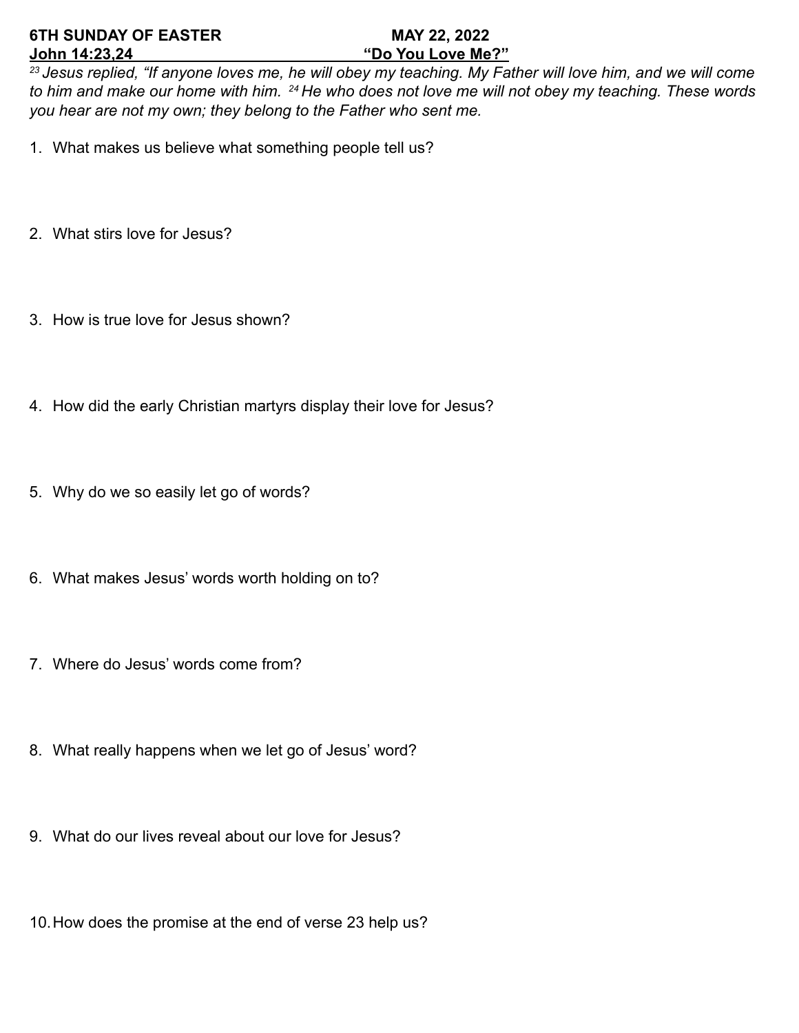**6TH SUNDAY OF EASTER MAY 22, 2022**

**John 14:23,24 "Do You Love Me?"**

*[23] Jesus replied, "If anyone loves me, he will obey my teaching. My Father will love him, and we will come to him and make our home with him. [24] He who does not love me will not obey my teaching. These words you hear are not my own; they belong to the Father who sent me.*

1. What makes us believe what something people tell us?

2. What stirs love for Jesus?

3. How is true love for Jesus shown?

4. How did the early Christian martyrs display their love for Jesus?

5. Why do we so easily let go of words?

6. What makes Jesus' words worth holding on to?

7. Where do Jesus' words come from?

8. What really happens when we let go of Jesus' word?

9. What do our lives reveal about our love for Jesus?

10. How does the promise at the end of verse 23 help us?